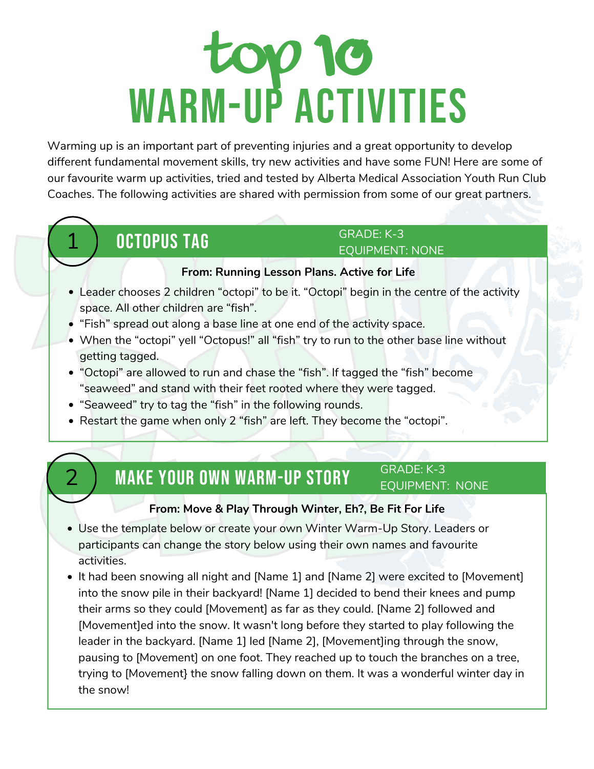# top 10 WARM-UP ACTIVITIES

Warming up is an important part of preventing injuries and a great opportunity to develop different fundamental movement skills, try new activities and have some FUN! Here are some of our favourite warm up activities, tried and tested by Alberta Medical Association Youth Run Club Coaches. The following activities are shared with permission from some of our great partners.

## 1 OCTOPUS TAG

GRADE: K-3
EQUIPMENT: NONE

**From: Running Lesson Plans. Active for Life**

- Leader chooses 2 children "octopi" to be it. "Octopi" begin in the centre of the activity space. All other children are "fish".
- "Fish" spread out along a base line at one end of the activity space.
- When the "octopi" yell "Octopus!" all "fish" try to run to the other base line without getting tagged.
- "Octopi" are allowed to run and chase the "fish". If tagged the "fish" become "seaweed" and stand with their feet rooted where they were tagged.
- "Seaweed" try to tag the "fish" in the following rounds.
- Restart the game when only 2 "fish" are left. They become the "octopi".

## 2 MAKE YOUR OWN WARM-UP STORY

GRADE: K-3
EQUIPMENT: NONE

**From: Move & Play Through Winter, Eh?, Be Fit For Life**

- Use the template below or create your own Winter Warm-Up Story. Leaders or participants can change the story below using their own names and favourite activities.
- It had been snowing all night and [Name 1] and [Name 2] were excited to [Movement] into the snow pile in their backyard! [Name 1] decided to bend their knees and pump their arms so they could [Movement] as far as they could. [Name 2] followed and [Movement]ed into the snow. It wasn't long before they started to play following the leader in the backyard. [Name 1] led [Name 2], [Movement]ing through the snow, pausing to [Movement] on one foot. They reached up to touch the branches on a tree, trying to [Movement} the snow falling down on them. It was a wonderful winter day in the snow!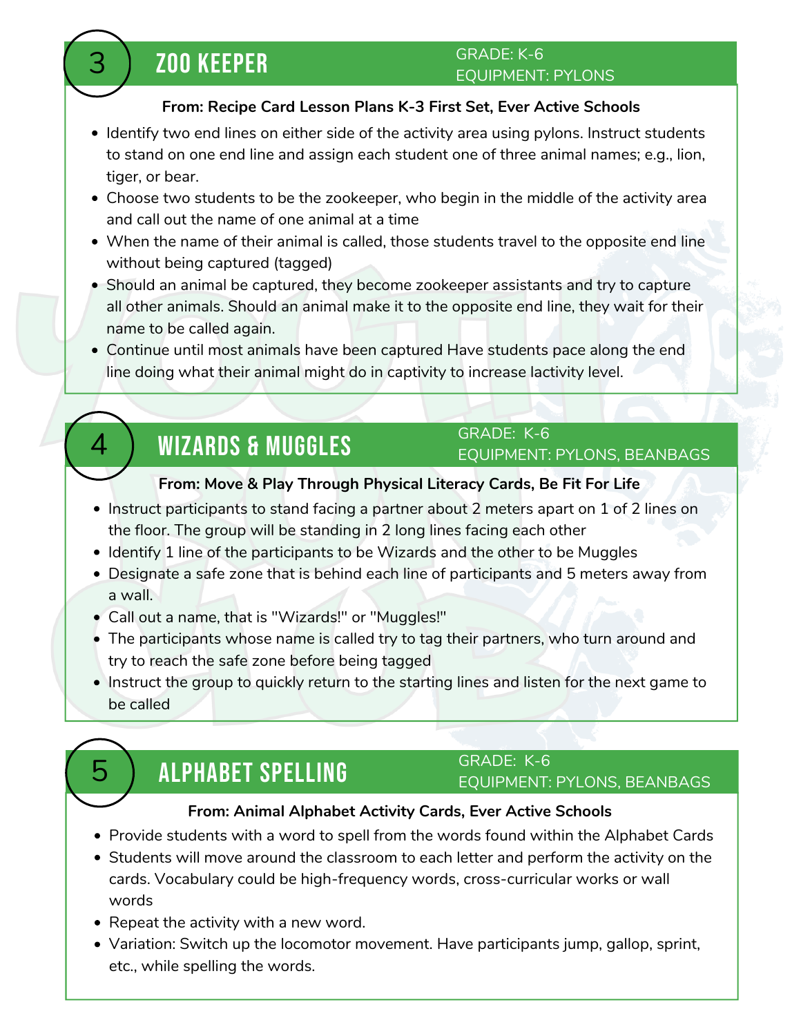## 3 ZOO KEEPER

GRADE: K-6
EQUIPMENT: PYLONS

**From: Recipe Card Lesson Plans K-3 First Set, Ever Active Schools**

- Identify two end lines on either side of the activity area using pylons. Instruct students to stand on one end line and assign each student one of three animal names; e.g., lion, tiger, or bear.
- Choose two students to be the zookeeper, who begin in the middle of the activity area and call out the name of one animal at a time
- When the name of their animal is called, those students travel to the opposite end line without being captured (tagged)
- Should an animal be captured, they become zookeeper assistants and try to capture all other animals. Should an animal make it to the opposite end line, they wait for their name to be called again.
- Continue until most animals have been captured Have students pace along the end line doing what their animal might do in captivity to increase lactivity level.

## 4 WIZARDS & MUGGLES

GRADE: K-6
EQUIPMENT: PYLONS, BEANBAGS

**From: Move & Play Through Physical Literacy Cards, Be Fit For Life**

- Instruct participants to stand facing a partner about 2 meters apart on 1 of 2 lines on the floor. The group will be standing in 2 long lines facing each other
- Identify 1 line of the participants to be Wizards and the other to be Muggles
- Designate a safe zone that is behind each line of participants and 5 meters away from a wall.
- Call out a name, that is "Wizards!" or "Muggles!"
- The participants whose name is called try to tag their partners, who turn around and try to reach the safe zone before being tagged
- Instruct the group to quickly return to the starting lines and listen for the next game to be called

## 5 ALPHABET SPELLING

GRADE: K-6
EQUIPMENT: PYLONS, BEANBAGS

**From: Animal Alphabet Activity Cards, Ever Active Schools**

- Provide students with a word to spell from the words found within the Alphabet Cards
- Students will move around the classroom to each letter and perform the activity on the cards. Vocabulary could be high-frequency words, cross-curricular works or wall words
- Repeat the activity with a new word.
- Variation: Switch up the locomotor movement. Have participants jump, gallop, sprint, etc., while spelling the words.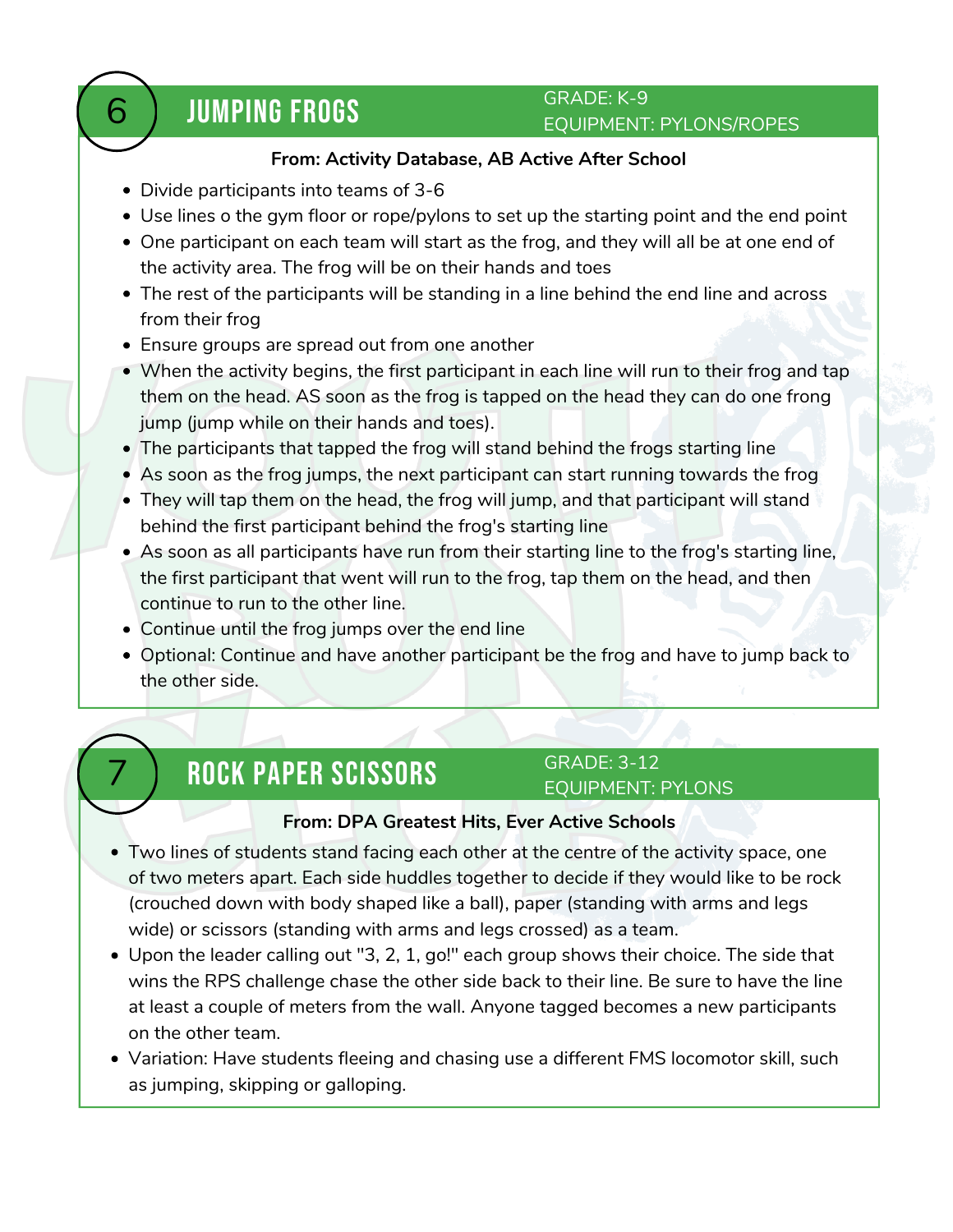## 6 JUMPING FROGS

GRADE: K-9
EQUIPMENT: PYLONS/ROPES

**From: Activity Database, AB Active After School**

- Divide participants into teams of 3-6
- Use lines o the gym floor or rope/pylons to set up the starting point and the end point
- One participant on each team will start as the frog, and they will all be at one end of the activity area. The frog will be on their hands and toes
- The rest of the participants will be standing in a line behind the end line and across from their frog
- Ensure groups are spread out from one another
- When the activity begins, the first participant in each line will run to their frog and tap them on the head. AS soon as the frog is tapped on the head they can do one frong jump (jump while on their hands and toes).
- The participants that tapped the frog will stand behind the frogs starting line
- As soon as the frog jumps, the next participant can start running towards the frog
- They will tap them on the head, the frog will jump, and that participant will stand behind the first participant behind the frog's starting line
- As soon as all participants have run from their starting line to the frog's starting line, the first participant that went will run to the frog, tap them on the head, and then continue to run to the other line.
- Continue until the frog jumps over the end line
- Optional: Continue and have another participant be the frog and have to jump back to the other side.

## 7 ROCK PAPER SCISSORS

GRADE: 3-12
EQUIPMENT: PYLONS

**From: DPA Greatest Hits, Ever Active Schools**

- Two lines of students stand facing each other at the centre of the activity space, one of two meters apart. Each side huddles together to decide if they would like to be rock (crouched down with body shaped like a ball), paper (standing with arms and legs wide) or scissors (standing with arms and legs crossed) as a team.
- Upon the leader calling out "3, 2, 1, go!" each group shows their choice. The side that wins the RPS challenge chase the other side back to their line. Be sure to have the line at least a couple of meters from the wall. Anyone tagged becomes a new participants on the other team.
- Variation: Have students fleeing and chasing use a different FMS locomotor skill, such as jumping, skipping or galloping.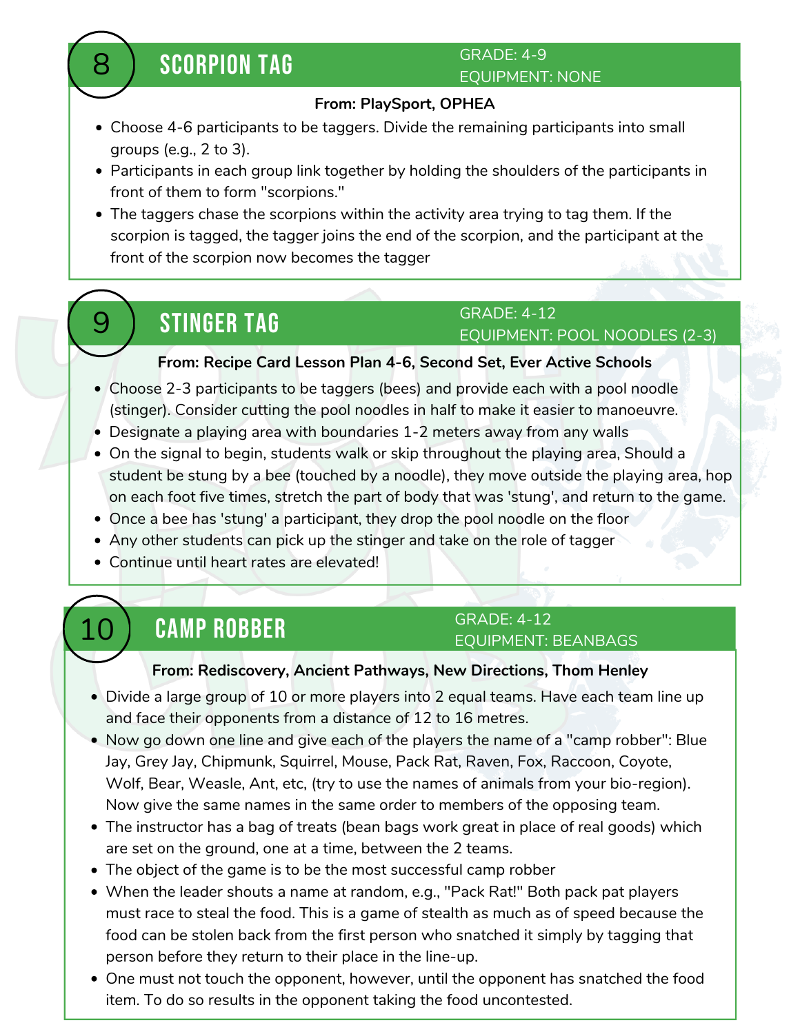## 8 SCORPION TAG

GRADE: 4-9
EQUIPMENT: NONE

**From: PlaySport, OPHEA**

- Choose 4-6 participants to be taggers. Divide the remaining participants into small groups (e.g., 2 to 3).
- Participants in each group link together by holding the shoulders of the participants in front of them to form "scorpions."
- The taggers chase the scorpions within the activity area trying to tag them. If the scorpion is tagged, the tagger joins the end of the scorpion, and the participant at the front of the scorpion now becomes the tagger

## 9 STINGER TAG

GRADE: 4-12
EQUIPMENT: POOL NOODLES (2-3)

**From: Recipe Card Lesson Plan 4-6, Second Set, Ever Active Schools**

- Choose 2-3 participants to be taggers (bees) and provide each with a pool noodle (stinger). Consider cutting the pool noodles in half to make it easier to manoeuvre.
- Designate a playing area with boundaries 1-2 meters away from any walls
- On the signal to begin, students walk or skip throughout the playing area, Should a student be stung by a bee (touched by a noodle), they move outside the playing area, hop on each foot five times, stretch the part of body that was 'stung', and return to the game.
- Once a bee has 'stung' a participant, they drop the pool noodle on the floor
- Any other students can pick up the stinger and take on the role of tagger
- Continue until heart rates are elevated!

## 10 CAMP ROBBER

GRADE: 4-12
EQUIPMENT: BEANBAGS

**From: Rediscovery, Ancient Pathways, New Directions, Thom Henley**

- Divide a large group of 10 or more players into 2 equal teams. Have each team line up and face their opponents from a distance of 12 to 16 metres.
- Now go down one line and give each of the players the name of a "camp robber": Blue Jay, Grey Jay, Chipmunk, Squirrel, Mouse, Pack Rat, Raven, Fox, Raccoon, Coyote, Wolf, Bear, Weasle, Ant, etc, (try to use the names of animals from your bio-region). Now give the same names in the same order to members of the opposing team.
- The instructor has a bag of treats (bean bags work great in place of real goods) which are set on the ground, one at a time, between the 2 teams.
- The object of the game is to be the most successful camp robber
- When the leader shouts a name at random, e.g., "Pack Rat!" Both pack pat players must race to steal the food. This is a game of stealth as much as of speed because the food can be stolen back from the first person who snatched it simply by tagging that person before they return to their place in the line-up.
- One must not touch the opponent, however, until the opponent has snatched the food item. To do so results in the opponent taking the food uncontested.